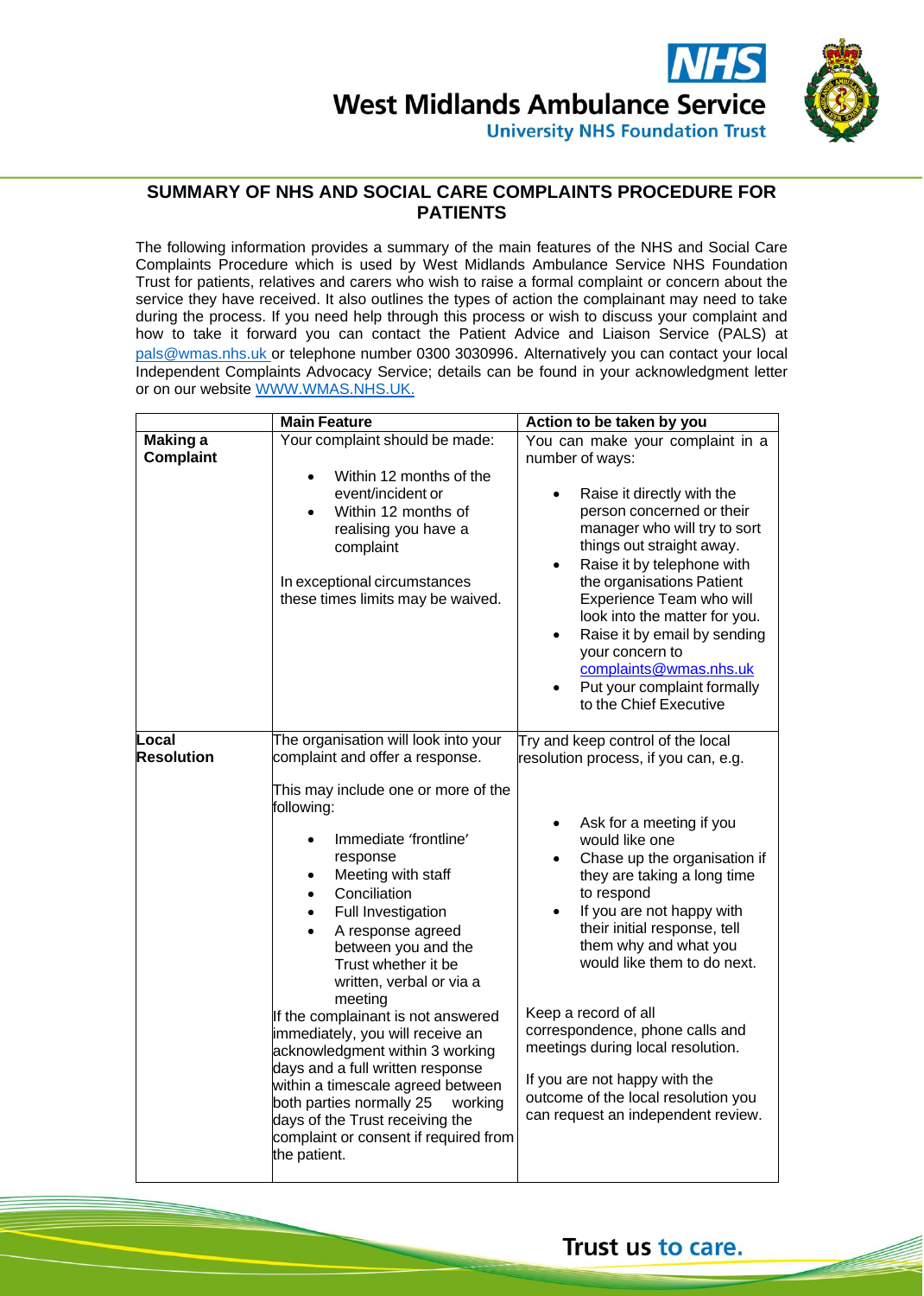# SUMMARY OF NHS AND SOCIAL CARE COMPLAINTS PROCEDURE FOR PATIENTS

The following information provides a summary of the main features of the NHS and Social Care Complaints Procedure which is used by West Midlands Ambulance Service NHS Foundation Trust for patients, relatives and carers who wish to raise a formal complaint or concern about the service they have received. It also outlines the types of action the complainant may need to take during the process. If you need help through this process or wish to discuss your complaint and how to take it forward you can contact the Patient Advice and Liaison Service (PALS) at pals@wmas.nhs.uk or telephone number 0300 3030996. Alternatively you can contact your local Independent Complaints Advocacy Service; details can be found in your acknowledgment letter or on our website WWW.WMAS.NHS.UK.

| | Main Feature | Action to be taken by you |
|---|---|---|
| **Making a Complaint** | Your complaint should be made:<br>• Within 12 months of the event/incident or<br>• Within 12 months of realising you have a complaint<br><br>In exceptional circumstances these times limits may be waived. | You can make your complaint in a number of ways:<br>• Raise it directly with the person concerned or their manager who will try to sort things out straight away.<br>• Raise it by telephone with the organisations Patient Experience Team who will look into the matter for you.<br>• Raise it by email by sending your concern to complaints@wmas.nhs.uk<br>• Put your complaint formally to the Chief Executive |
| **Local Resolution** | The organisation will look into your complaint and offer a response.<br><br>This may include one or more of the following:<br>• Immediate 'frontline' response<br>• Meeting with staff<br>• Conciliation<br>• Full Investigation<br>• A response agreed between you and the Trust whether it be written, verbal or via a meeting<br><br>If the complainant is not answered immediately, you will receive an acknowledgment within 3 working days and a full written response within a timescale agreed between both parties normally 25 working days of the Trust receiving the complaint or consent if required from the patient. | Try and keep control of the local resolution process, if you can, e.g.<br>• Ask for a meeting if you would like one<br>• Chase up the organisation if they are taking a long time to respond<br>• If you are not happy with their initial response, tell them why and what you would like them to do next.<br><br>Keep a record of all correspondence, phone calls and meetings during local resolution.<br><br>If you are not happy with the outcome of the local resolution you can request an independent review. |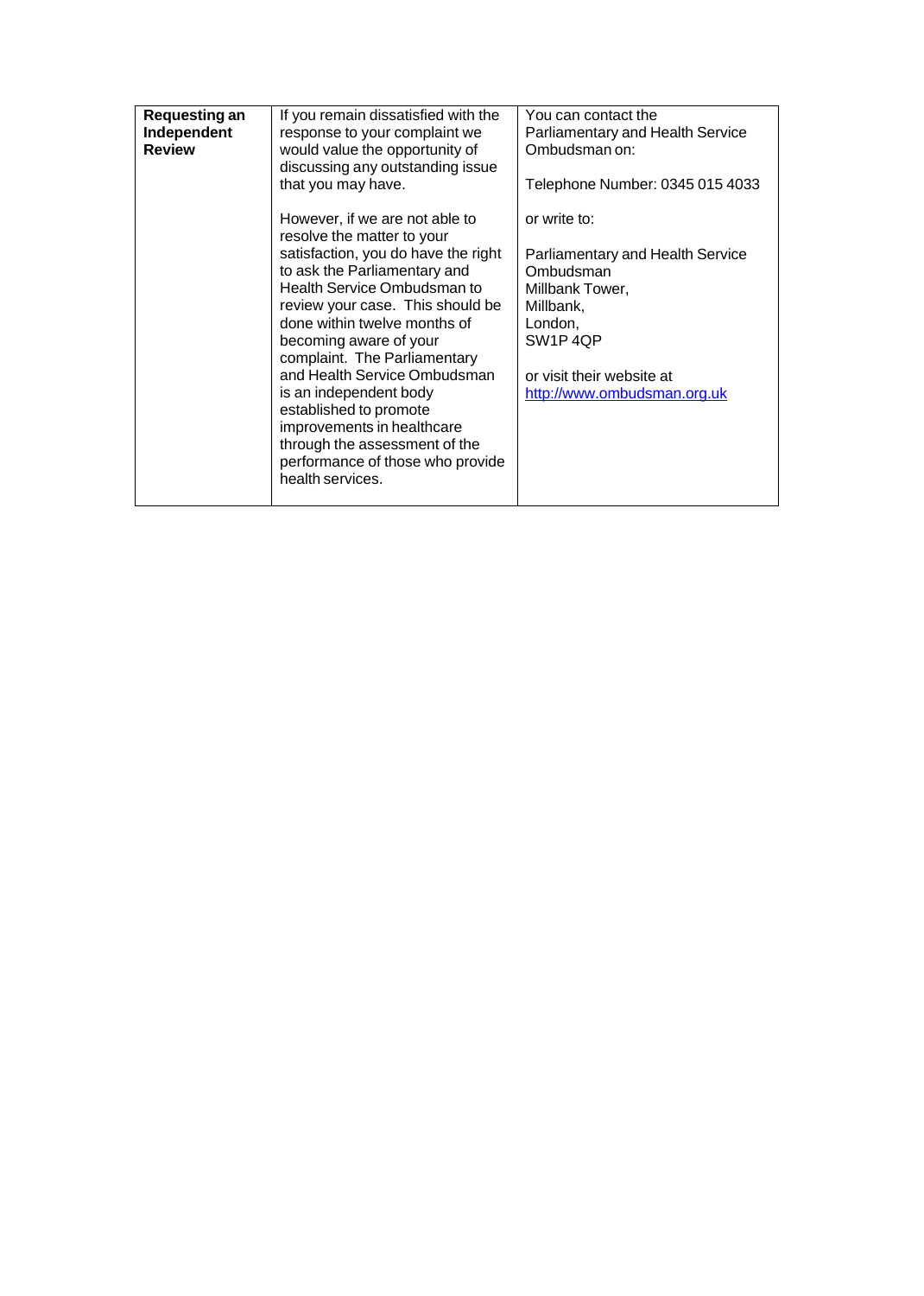| | | |
|---|---|---|
| **Requesting an Independent Review** | If you remain dissatisfied with the response to your complaint we would value the opportunity of discussing any outstanding issue that you may have.<br><br>However, if we are not able to resolve the matter to your satisfaction, you do have the right to ask the Parliamentary and Health Service Ombudsman to review your case. This should be done within twelve months of becoming aware of your complaint. The Parliamentary and Health Service Ombudsman is an independent body established to promote improvements in healthcare through the assessment of the performance of those who provide health services. | You can contact the Parliamentary and Health Service Ombudsman on:<br><br>Telephone Number: 0345 015 4033<br><br>or write to:<br><br>Parliamentary and Health Service Ombudsman<br>Millbank Tower,<br>Millbank,<br>London,<br>SW1P 4QP<br><br>or visit their website at<br>http://www.ombudsman.org.uk |